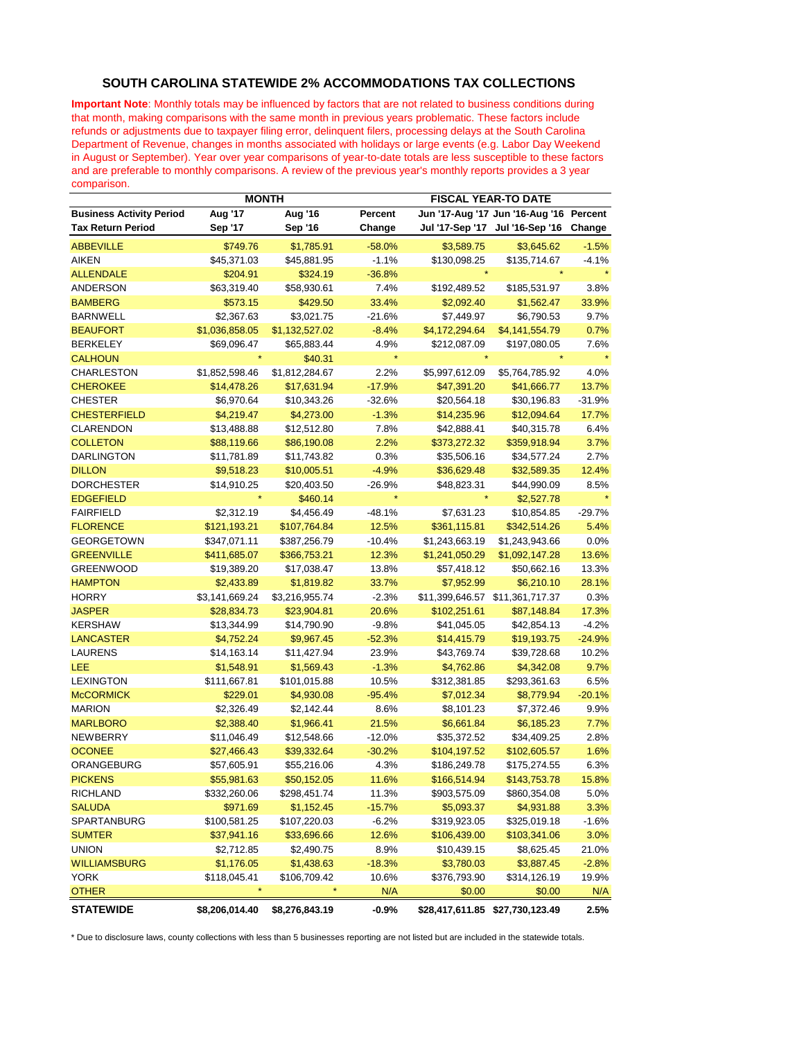## SOUTH CAROLINA STATEWIDE 2% ACCOMMODATIONS TAX COLLECTIONS

**Important Note**: Monthly totals may be influenced by factors that are not related to business conditions during that month, making comparisons with the same month in previous years problematic. These factors include refunds or adjustments due to taxpayer filing error, delinquent filers, processing delays at the South Carolina Department of Revenue, changes in months associated with holidays or large events (e.g. Labor Day Weekend in August or September). Year over year comparisons of year-to-date totals are less susceptible to these factors and are preferable to monthly comparisons. A review of the previous year's monthly reports provides a 3 year comparison.

| | MONTH | | | FISCAL YEAR-TO DATE | | |
|---|---|---|---|---|---|---|
| **Business Activity Period** | **Aug '17** | **Aug '16** | **Percent** | **Jun '17-Aug '17** | **Jun '16-Aug '16** | **Percent** |
| **Tax Return Period** | **Sep '17** | **Sep '16** | **Change** | **Jul '17-Sep '17** | **Jul '16-Sep '16** | **Change** |
| ABBEVILLE | $749.76 | $1,785.91 | -58.0% | $3,589.75 | $3,645.62 | -1.5% |
| AIKEN | $45,371.03 | $45,881.95 | -1.1% | $130,098.25 | $135,714.67 | -4.1% |
| ALLENDALE | $204.91 | $324.19 | -36.8% | * | * | * |
| ANDERSON | $63,319.40 | $58,930.61 | 7.4% | $192,489.52 | $185,531.97 | 3.8% |
| BAMBERG | $573.15 | $429.50 | 33.4% | $2,092.40 | $1,562.47 | 33.9% |
| BARNWELL | $2,367.63 | $3,021.75 | -21.6% | $7,449.97 | $6,790.53 | 9.7% |
| BEAUFORT | $1,036,858.05 | $1,132,527.02 | -8.4% | $4,172,294.64 | $4,141,554.79 | 0.7% |
| BERKELEY | $69,096.47 | $65,883.44 | 4.9% | $212,087.09 | $197,080.05 | 7.6% |
| CALHOUN | * | $40.31 | * | * | * | * |
| CHARLESTON | $1,852,598.46 | $1,812,284.67 | 2.2% | $5,997,612.09 | $5,764,785.92 | 4.0% |
| CHEROKEE | $14,478.26 | $17,631.94 | -17.9% | $47,391.20 | $41,666.77 | 13.7% |
| CHESTER | $6,970.64 | $10,343.26 | -32.6% | $20,564.18 | $30,196.83 | -31.9% |
| CHESTERFIELD | $4,219.47 | $4,273.00 | -1.3% | $14,235.96 | $12,094.64 | 17.7% |
| CLARENDON | $13,488.88 | $12,512.80 | 7.8% | $42,888.41 | $40,315.78 | 6.4% |
| COLLETON | $88,119.66 | $86,190.08 | 2.2% | $373,272.32 | $359,918.94 | 3.7% |
| DARLINGTON | $11,781.89 | $11,743.82 | 0.3% | $35,506.16 | $34,577.24 | 2.7% |
| DILLON | $9,518.23 | $10,005.51 | -4.9% | $36,629.48 | $32,589.35 | 12.4% |
| DORCHESTER | $14,910.25 | $20,403.50 | -26.9% | $48,823.31 | $44,990.09 | 8.5% |
| EDGEFIELD | * | $460.14 | * | * | $2,527.78 | * |
| FAIRFIELD | $2,312.19 | $4,456.49 | -48.1% | $7,631.23 | $10,854.85 | -29.7% |
| FLORENCE | $121,193.21 | $107,764.84 | 12.5% | $361,115.81 | $342,514.26 | 5.4% |
| GEORGETOWN | $347,071.11 | $387,256.79 | -10.4% | $1,243,663.19 | $1,243,943.66 | 0.0% |
| GREENVILLE | $411,685.07 | $366,753.21 | 12.3% | $1,241,050.29 | $1,092,147.28 | 13.6% |
| GREENWOOD | $19,389.20 | $17,038.47 | 13.8% | $57,418.12 | $50,662.16 | 13.3% |
| HAMPTON | $2,433.89 | $1,819.82 | 33.7% | $7,952.99 | $6,210.10 | 28.1% |
| HORRY | $3,141,669.24 | $3,216,955.74 | -2.3% | $11,399,646.57 | $11,361,717.37 | 0.3% |
| JASPER | $28,834.73 | $23,904.81 | 20.6% | $102,251.61 | $87,148.84 | 17.3% |
| KERSHAW | $13,344.99 | $14,790.90 | -9.8% | $41,045.05 | $42,854.13 | -4.2% |
| LANCASTER | $4,752.24 | $9,967.45 | -52.3% | $14,415.79 | $19,193.75 | -24.9% |
| LAURENS | $14,163.14 | $11,427.94 | 23.9% | $43,769.74 | $39,728.68 | 10.2% |
| LEE | $1,548.91 | $1,569.43 | -1.3% | $4,762.86 | $4,342.08 | 9.7% |
| LEXINGTON | $111,667.81 | $101,015.88 | 10.5% | $312,381.85 | $293,361.63 | 6.5% |
| McCORMICK | $229.01 | $4,930.08 | -95.4% | $7,012.34 | $8,779.94 | -20.1% |
| MARION | $2,326.49 | $2,142.44 | 8.6% | $8,101.23 | $7,372.46 | 9.9% |
| MARLBORO | $2,388.40 | $1,966.41 | 21.5% | $6,661.84 | $6,185.23 | 7.7% |
| NEWBERRY | $11,046.49 | $12,548.66 | -12.0% | $35,372.52 | $34,409.25 | 2.8% |
| OCONEE | $27,466.43 | $39,332.64 | -30.2% | $104,197.52 | $102,605.57 | 1.6% |
| ORANGEBURG | $57,605.91 | $55,216.06 | 4.3% | $186,249.78 | $175,274.55 | 6.3% |
| PICKENS | $55,981.63 | $50,152.05 | 11.6% | $166,514.94 | $143,753.78 | 15.8% |
| RICHLAND | $332,260.06 | $298,451.74 | 11.3% | $903,575.09 | $860,354.08 | 5.0% |
| SALUDA | $971.69 | $1,152.45 | -15.7% | $5,093.37 | $4,931.88 | 3.3% |
| SPARTANBURG | $100,581.25 | $107,220.03 | -6.2% | $319,923.05 | $325,019.18 | -1.6% |
| SUMTER | $37,941.16 | $33,696.66 | 12.6% | $106,439.00 | $103,341.06 | 3.0% |
| UNION | $2,712.85 | $2,490.75 | 8.9% | $10,439.15 | $8,625.45 | 21.0% |
| WILLIAMSBURG | $1,176.05 | $1,438.63 | -18.3% | $3,780.03 | $3,887.45 | -2.8% |
| YORK | $118,045.41 | $106,709.42 | 10.6% | $376,793.90 | $314,126.19 | 19.9% |
| OTHER | * | * | N/A | $0.00 | $0.00 | N/A |
| **STATEWIDE** | **$8,206,014.40** | **$8,276,843.19** | **-0.9%** | **$28,417,611.85** | **$27,730,123.49** | **2.5%** |

* Due to disclosure laws, county collections with less than 5 businesses reporting are not listed but are included in the statewide totals.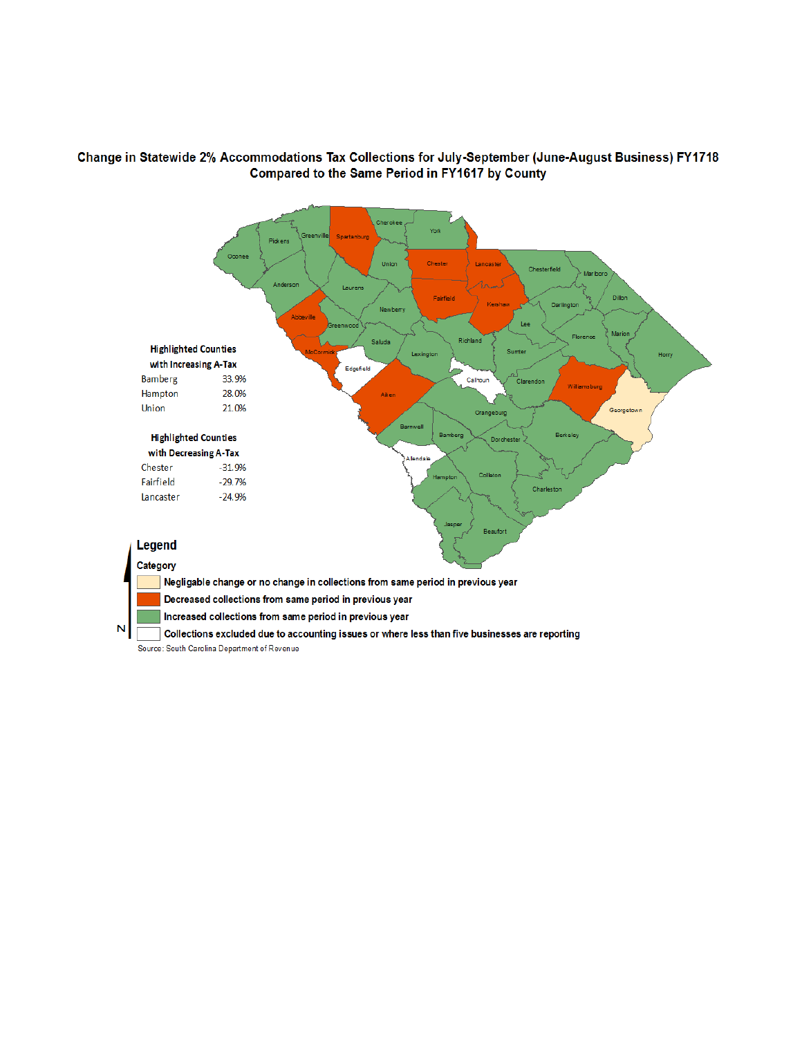**Change in Statewide 2% Accommodations Tax Collections for July-September (June-August Business) FY1718 Compared to the Same Period in FY1617 by County**

Highlighted Counties with Increasing A-Tax

| | |
|---|---|
| Bamberg | 33.9% |
| Hampton | 28.0% |
| Union | 21.0% |

Highlighted Counties with Decreasing A-Tax

| | |
|---|---|
| Chester | -31.9% |
| Fairfield | -29.7% |
| Lancaster | -24.9% |

Oconee
Pickens
Greenville
Spartanburg
Cherokee
York
Union
Chester
Lancaster
Chesterfield
Marlboro
Anderson
Laurens
Fairfield
Kershaw
Darlington
Dillon
Abbeville
Greenwood
Newberry
Lee
Marion
Saluda
Richland
Florence
McCormick
Lexington
Sumter
Horry
Edgefield
Calhoun
Clarendon
Williamsburg
Aiken
Georgetown
Orangeburg
Barnwell
Bamberg
Dorchester
Berkeley
Allendale
Hampton
Colleton
Charleston
Jasper
Beaufort

N

**Legend**

**Category**

Negligable change or no change in collections from same period in previous year
Decreased collections from same period in previous year
Increased collections from same period in previous year
Collections excluded due to accounting issues or where less than five businesses are reporting

Source: South Carolina Department of Revenue